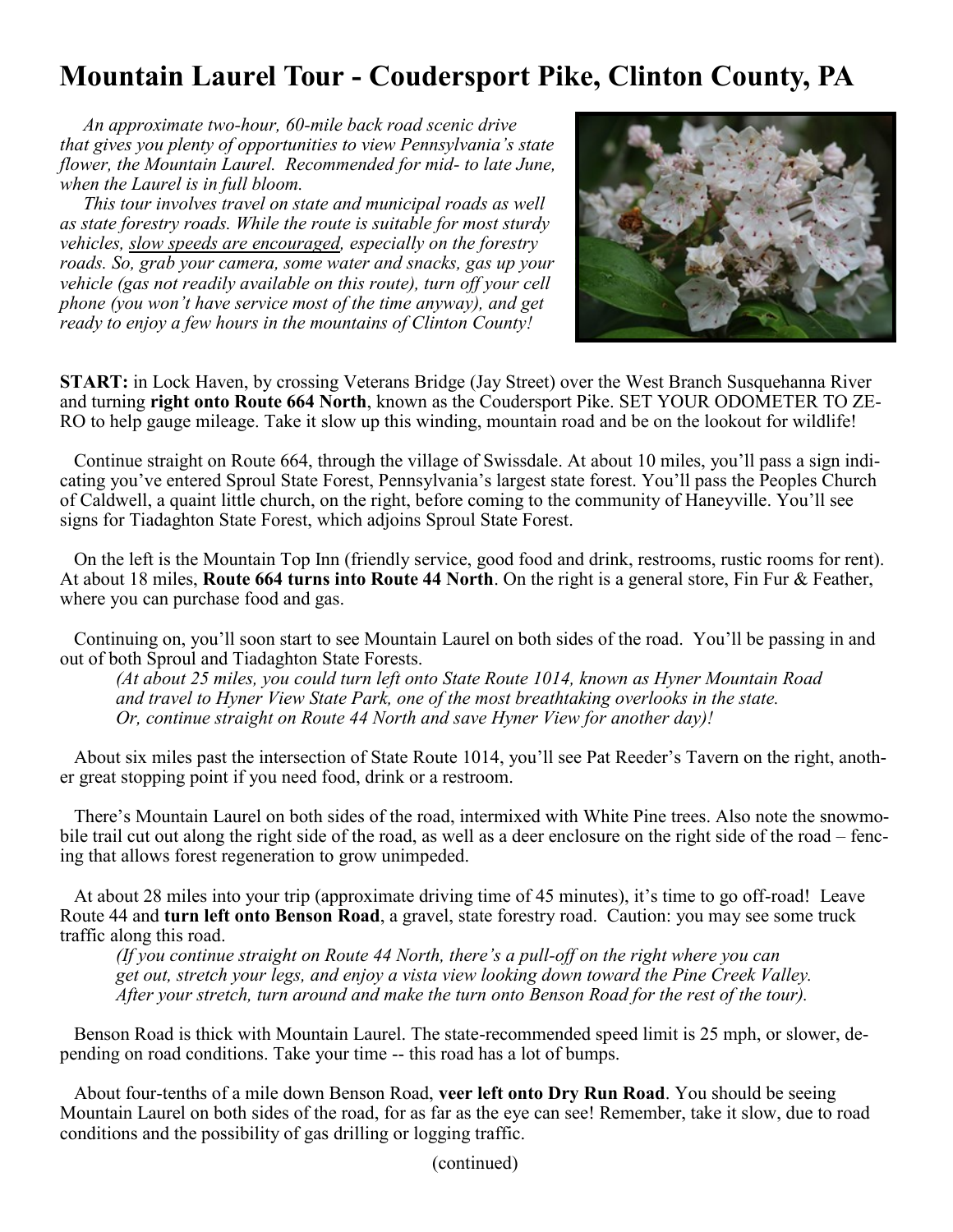# Mountain Laurel Tour - Coudersport Pike, Clinton County, PA

*An approximate two-hour, 60-mile back road scenic drive that gives you plenty of opportunities to view Pennsylvania's state flower, the Mountain Laurel. Recommended for mid- to late June, when the Laurel is in full bloom.*

*This tour involves travel on state and municipal roads as well as state forestry roads. While the route is suitable for most sturdy vehicles, slow speeds are encouraged, especially on the forestry roads. So, grab your camera, some water and snacks, gas up your vehicle (gas not readily available on this route), turn off your cell phone (you won't have service most of the time anyway), and get ready to enjoy a few hours in the mountains of Clinton County!*

**START:** in Lock Haven, by crossing Veterans Bridge (Jay Street) over the West Branch Susquehanna River and turning **right onto Route 664 North**, known as the Coudersport Pike. SET YOUR ODOMETER TO ZERO to help gauge mileage. Take it slow up this winding, mountain road and be on the lookout for wildlife!

Continue straight on Route 664, through the village of Swissdale. At about 10 miles, you'll pass a sign indicating you've entered Sproul State Forest, Pennsylvania's largest state forest. You'll pass the Peoples Church of Caldwell, a quaint little church, on the right, before coming to the community of Haneyville. You'll see signs for Tiadaghton State Forest, which adjoins Sproul State Forest.

On the left is the Mountain Top Inn (friendly service, good food and drink, restrooms, rustic rooms for rent). At about 18 miles, **Route 664 turns into Route 44 North**. On the right is a general store, Fin Fur & Feather, where you can purchase food and gas.

Continuing on, you'll soon start to see Mountain Laurel on both sides of the road. You'll be passing in and out of both Sproul and Tiadaghton State Forests.

*(At about 25 miles, you could turn left onto State Route 1014, known as Hyner Mountain Road and travel to Hyner View State Park, one of the most breathtaking overlooks in the state. Or, continue straight on Route 44 North and save Hyner View for another day)!*

About six miles past the intersection of State Route 1014, you'll see Pat Reeder's Tavern on the right, another great stopping point if you need food, drink or a restroom.

There's Mountain Laurel on both sides of the road, intermixed with White Pine trees. Also note the snowmobile trail cut out along the right side of the road, as well as a deer enclosure on the right side of the road – fencing that allows forest regeneration to grow unimpeded.

At about 28 miles into your trip (approximate driving time of 45 minutes), it's time to go off-road! Leave Route 44 and **turn left onto Benson Road**, a gravel, state forestry road. Caution: you may see some truck traffic along this road.

*(If you continue straight on Route 44 North, there's a pull-off on the right where you can get out, stretch your legs, and enjoy a vista view looking down toward the Pine Creek Valley. After your stretch, turn around and make the turn onto Benson Road for the rest of the tour).*

Benson Road is thick with Mountain Laurel. The state-recommended speed limit is 25 mph, or slower, depending on road conditions. Take your time -- this road has a lot of bumps.

About four-tenths of a mile down Benson Road, **veer left onto Dry Run Road**. You should be seeing Mountain Laurel on both sides of the road, for as far as the eye can see! Remember, take it slow, due to road conditions and the possibility of gas drilling or logging traffic.

(continued)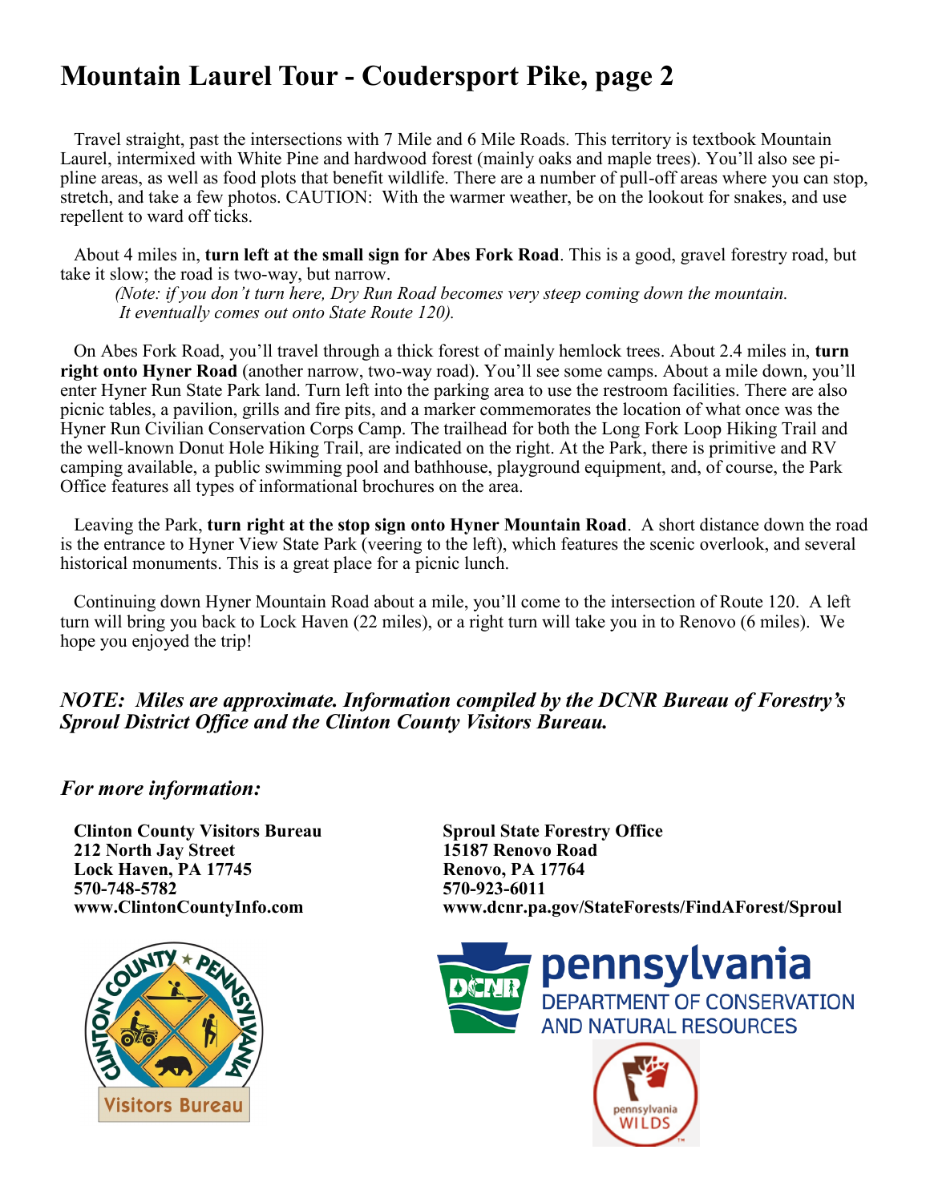# Mountain Laurel Tour - Coudersport Pike, page 2

Travel straight, past the intersections with 7 Mile and 6 Mile Roads. This territory is textbook Mountain Laurel, intermixed with White Pine and hardwood forest (mainly oaks and maple trees). You'll also see pipline areas, as well as food plots that benefit wildlife. There are a number of pull-off areas where you can stop, stretch, and take a few photos. CAUTION: With the warmer weather, be on the lookout for snakes, and use repellent to ward off ticks.

About 4 miles in, **turn left at the small sign for Abes Fork Road**. This is a good, gravel forestry road, but take it slow; the road is two-way, but narrow.

*(Note: if you don't turn here, Dry Run Road becomes very steep coming down the mountain. It eventually comes out onto State Route 120).*

On Abes Fork Road, you'll travel through a thick forest of mainly hemlock trees. About 2.4 miles in, **turn right onto Hyner Road** (another narrow, two-way road). You'll see some camps. About a mile down, you'll enter Hyner Run State Park land. Turn left into the parking area to use the restroom facilities. There are also picnic tables, a pavilion, grills and fire pits, and a marker commemorates the location of what once was the Hyner Run Civilian Conservation Corps Camp. The trailhead for both the Long Fork Loop Hiking Trail and the well-known Donut Hole Hiking Trail, are indicated on the right. At the Park, there is primitive and RV camping available, a public swimming pool and bathhouse, playground equipment, and, of course, the Park Office features all types of informational brochures on the area.

Leaving the Park, **turn right at the stop sign onto Hyner Mountain Road**. A short distance down the road is the entrance to Hyner View State Park (veering to the left), which features the scenic overlook, and several historical monuments. This is a great place for a picnic lunch.

Continuing down Hyner Mountain Road about a mile, you'll come to the intersection of Route 120. A left turn will bring you back to Lock Haven (22 miles), or a right turn will take you in to Renovo (6 miles). We hope you enjoyed the trip!

***NOTE: Miles are approximate. Information compiled by the DCNR Bureau of Forestry's Sproul District Office and the Clinton County Visitors Bureau.***

***For more information:***

**Clinton County Visitors Bureau**
**212 North Jay Street**
**Lock Haven, PA 17745**
**570-748-5782**
**www.ClintonCountyInfo.com**

**Sproul State Forestry Office**
**15187 Renovo Road**
**Renovo, PA 17764**
**570-923-6011**
**www.dcnr.pa.gov/StateForests/FindAForest/Sproul**